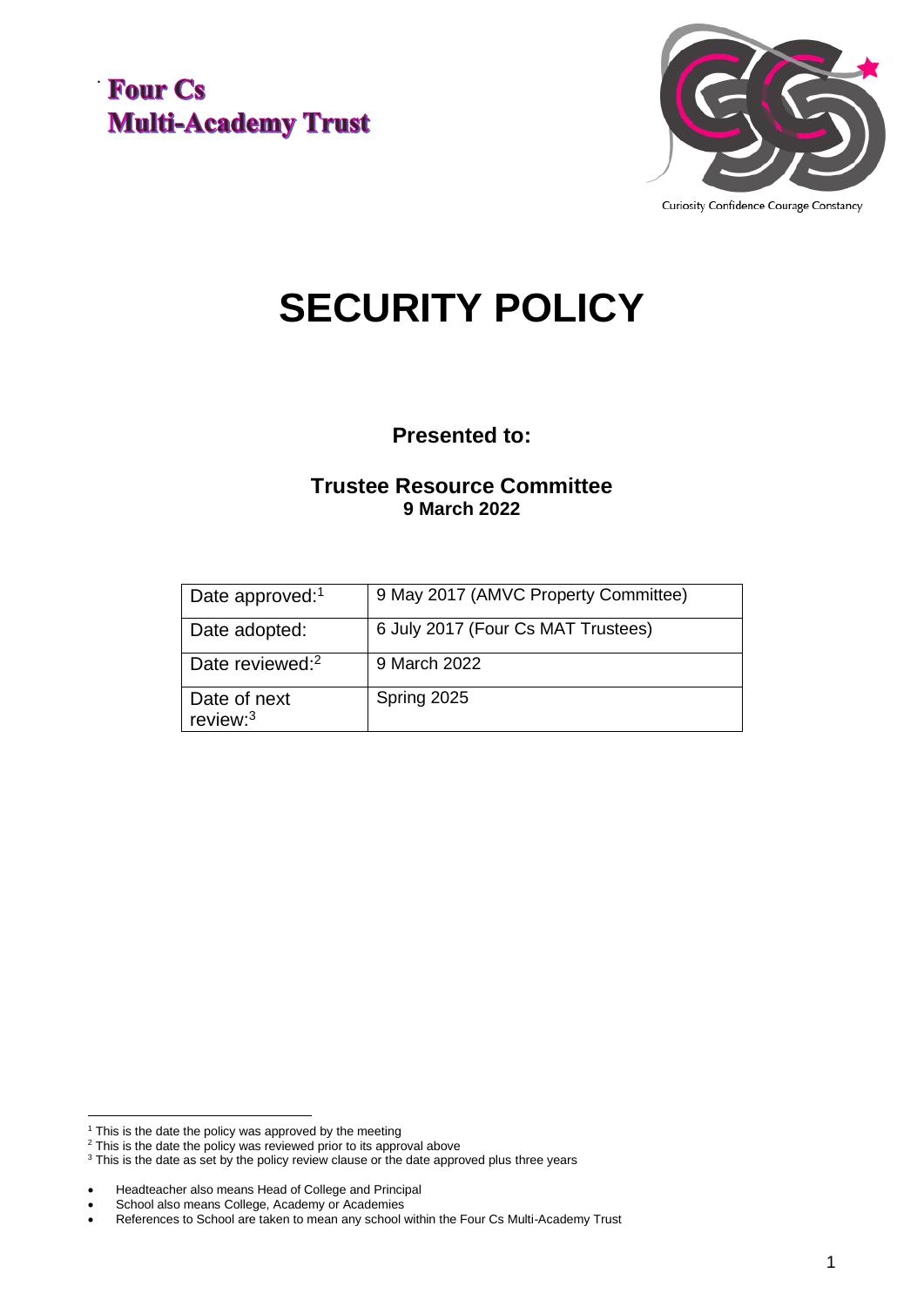**Four Cs Multi-Academy Trust**

Curiosity Confidence Courage Constancy

# SECURITY POLICY

**Presented to:**

**Trustee Resource Committee**
**9 March 2022**

| Date approved:[1] | 9 May 2017 (AMVC Property Committee) |
| --- | --- |
| Date adopted: | 6 July 2017 (Four Cs MAT Trustees) |
| Date reviewed:[2] | 9 March 2022 |
| Date of next review:[3] | Spring 2025 |

[1] This is the date the policy was approved by the meeting
[2] This is the date the policy was reviewed prior to its approval above
[3] This is the date as set by the policy review clause or the date approved plus three years

- Headteacher also means Head of College and Principal
- School also means College, Academy or Academies
- References to School are taken to mean any school within the Four Cs Multi-Academy Trust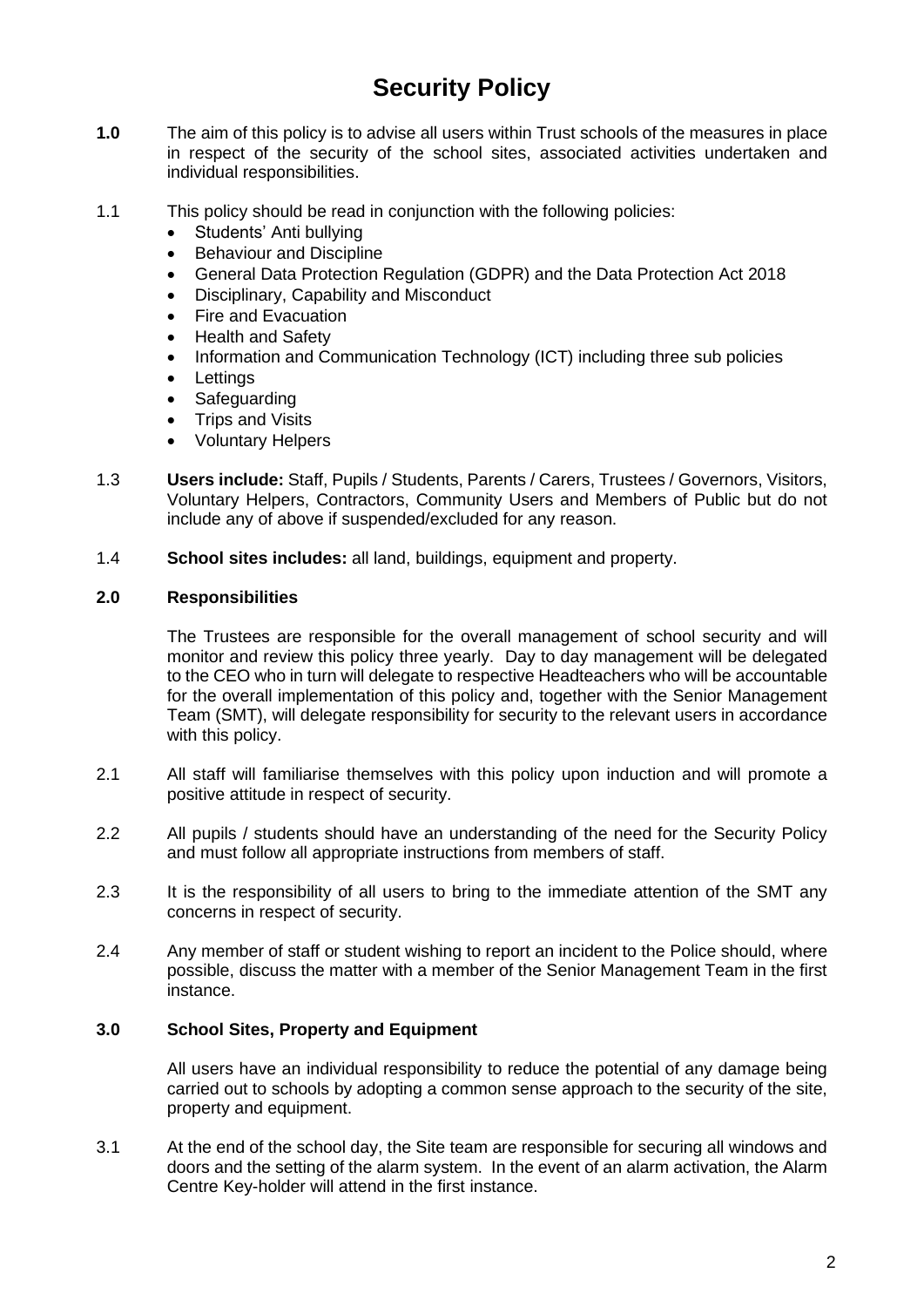# Security Policy

**1.0** The aim of this policy is to advise all users within Trust schools of the measures in place in respect of the security of the school sites, associated activities undertaken and individual responsibilities.

1.1 This policy should be read in conjunction with the following policies:

- Students' Anti bullying
- Behaviour and Discipline
- General Data Protection Regulation (GDPR) and the Data Protection Act 2018
- Disciplinary, Capability and Misconduct
- Fire and Evacuation
- Health and Safety
- Information and Communication Technology (ICT) including three sub policies
- Lettings
- Safeguarding
- Trips and Visits
- Voluntary Helpers

1.3 **Users include:** Staff, Pupils / Students, Parents / Carers, Trustees / Governors, Visitors, Voluntary Helpers, Contractors, Community Users and Members of Public but do not include any of above if suspended/excluded for any reason.

1.4 **School sites includes:** all land, buildings, equipment and property.

**2.0 Responsibilities**

The Trustees are responsible for the overall management of school security and will monitor and review this policy three yearly. Day to day management will be delegated to the CEO who in turn will delegate to respective Headteachers who will be accountable for the overall implementation of this policy and, together with the Senior Management Team (SMT), will delegate responsibility for security to the relevant users in accordance with this policy.

2.1 All staff will familiarise themselves with this policy upon induction and will promote a positive attitude in respect of security.

2.2 All pupils / students should have an understanding of the need for the Security Policy and must follow all appropriate instructions from members of staff.

2.3 It is the responsibility of all users to bring to the immediate attention of the SMT any concerns in respect of security.

2.4 Any member of staff or student wishing to report an incident to the Police should, where possible, discuss the matter with a member of the Senior Management Team in the first instance.

**3.0 School Sites, Property and Equipment**

All users have an individual responsibility to reduce the potential of any damage being carried out to schools by adopting a common sense approach to the security of the site, property and equipment.

3.1 At the end of the school day, the Site team are responsible for securing all windows and doors and the setting of the alarm system. In the event of an alarm activation, the Alarm Centre Key-holder will attend in the first instance.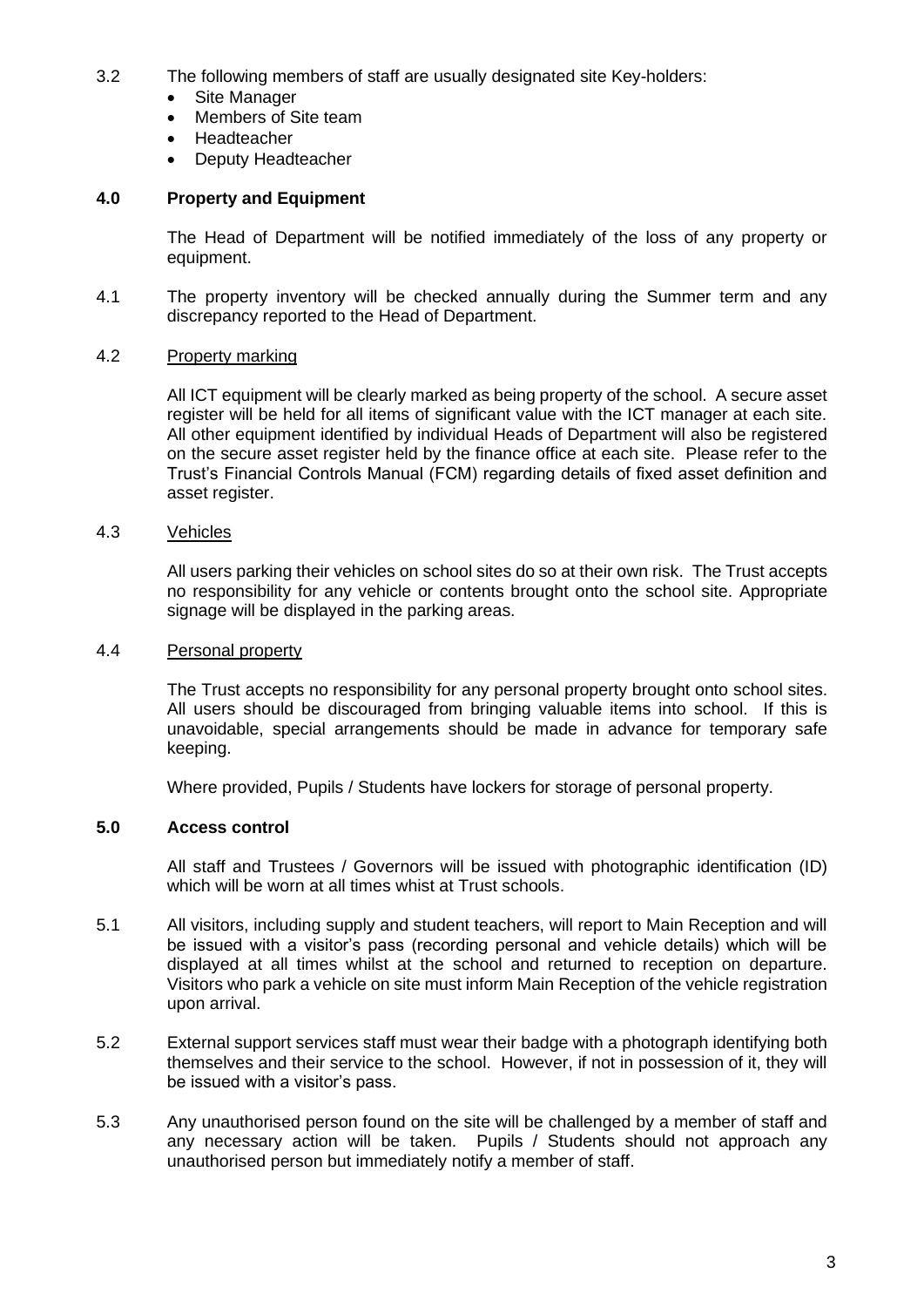3.2 The following members of staff are usually designated site Key-holders:

- Site Manager
- Members of Site team
- Headteacher
- Deputy Headteacher

**4.0 Property and Equipment**

The Head of Department will be notified immediately of the loss of any property or equipment.

4.1 The property inventory will be checked annually during the Summer term and any discrepancy reported to the Head of Department.

4.2 Property marking

All ICT equipment will be clearly marked as being property of the school. A secure asset register will be held for all items of significant value with the ICT manager at each site. All other equipment identified by individual Heads of Department will also be registered on the secure asset register held by the finance office at each site. Please refer to the Trust's Financial Controls Manual (FCM) regarding details of fixed asset definition and asset register.

4.3 Vehicles

All users parking their vehicles on school sites do so at their own risk. The Trust accepts no responsibility for any vehicle or contents brought onto the school site. Appropriate signage will be displayed in the parking areas.

4.4 Personal property

The Trust accepts no responsibility for any personal property brought onto school sites. All users should be discouraged from bringing valuable items into school. If this is unavoidable, special arrangements should be made in advance for temporary safe keeping.

Where provided, Pupils / Students have lockers for storage of personal property.

**5.0 Access control**

All staff and Trustees / Governors will be issued with photographic identification (ID) which will be worn at all times whist at Trust schools.

5.1 All visitors, including supply and student teachers, will report to Main Reception and will be issued with a visitor's pass (recording personal and vehicle details) which will be displayed at all times whilst at the school and returned to reception on departure. Visitors who park a vehicle on site must inform Main Reception of the vehicle registration upon arrival.

5.2 External support services staff must wear their badge with a photograph identifying both themselves and their service to the school. However, if not in possession of it, they will be issued with a visitor's pass.

5.3 Any unauthorised person found on the site will be challenged by a member of staff and any necessary action will be taken. Pupils / Students should not approach any unauthorised person but immediately notify a member of staff.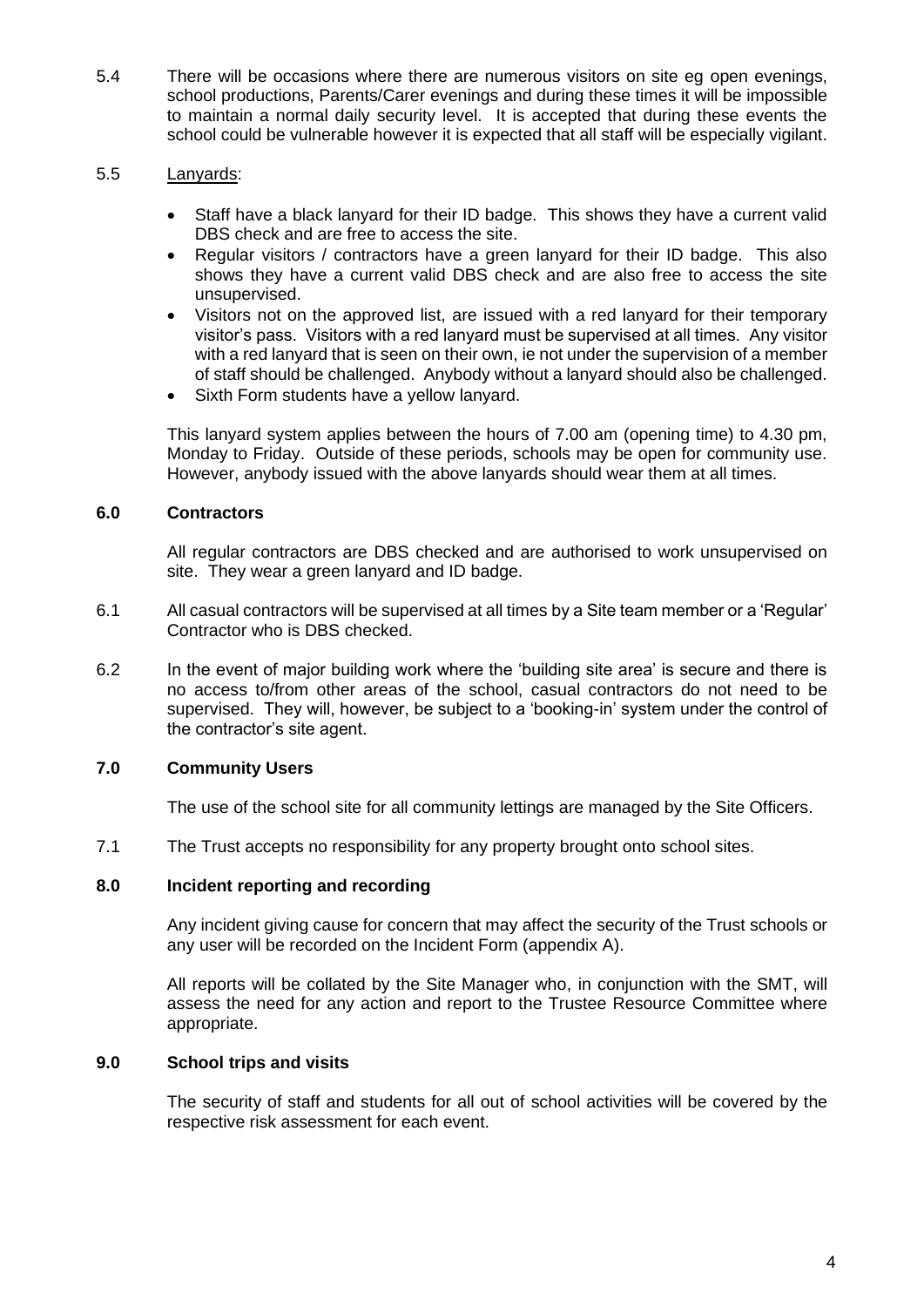5.4 There will be occasions where there are numerous visitors on site eg open evenings, school productions, Parents/Carer evenings and during these times it will be impossible to maintain a normal daily security level. It is accepted that during these events the school could be vulnerable however it is expected that all staff will be especially vigilant.

5.5 Lanyards:

- Staff have a black lanyard for their ID badge. This shows they have a current valid DBS check and are free to access the site.
- Regular visitors / contractors have a green lanyard for their ID badge. This also shows they have a current valid DBS check and are also free to access the site unsupervised.
- Visitors not on the approved list, are issued with a red lanyard for their temporary visitor's pass. Visitors with a red lanyard must be supervised at all times. Any visitor with a red lanyard that is seen on their own, ie not under the supervision of a member of staff should be challenged. Anybody without a lanyard should also be challenged.
- Sixth Form students have a yellow lanyard.

This lanyard system applies between the hours of 7.00 am (opening time) to 4.30 pm, Monday to Friday. Outside of these periods, schools may be open for community use. However, anybody issued with the above lanyards should wear them at all times.

## 6.0 Contractors

All regular contractors are DBS checked and are authorised to work unsupervised on site. They wear a green lanyard and ID badge.

6.1 All casual contractors will be supervised at all times by a Site team member or a 'Regular' Contractor who is DBS checked.

6.2 In the event of major building work where the 'building site area' is secure and there is no access to/from other areas of the school, casual contractors do not need to be supervised. They will, however, be subject to a 'booking-in' system under the control of the contractor's site agent.

## 7.0 Community Users

The use of the school site for all community lettings are managed by the Site Officers.

7.1 The Trust accepts no responsibility for any property brought onto school sites.

## 8.0 Incident reporting and recording

Any incident giving cause for concern that may affect the security of the Trust schools or any user will be recorded on the Incident Form (appendix A).

All reports will be collated by the Site Manager who, in conjunction with the SMT, will assess the need for any action and report to the Trustee Resource Committee where appropriate.

## 9.0 School trips and visits

The security of staff and students for all out of school activities will be covered by the respective risk assessment for each event.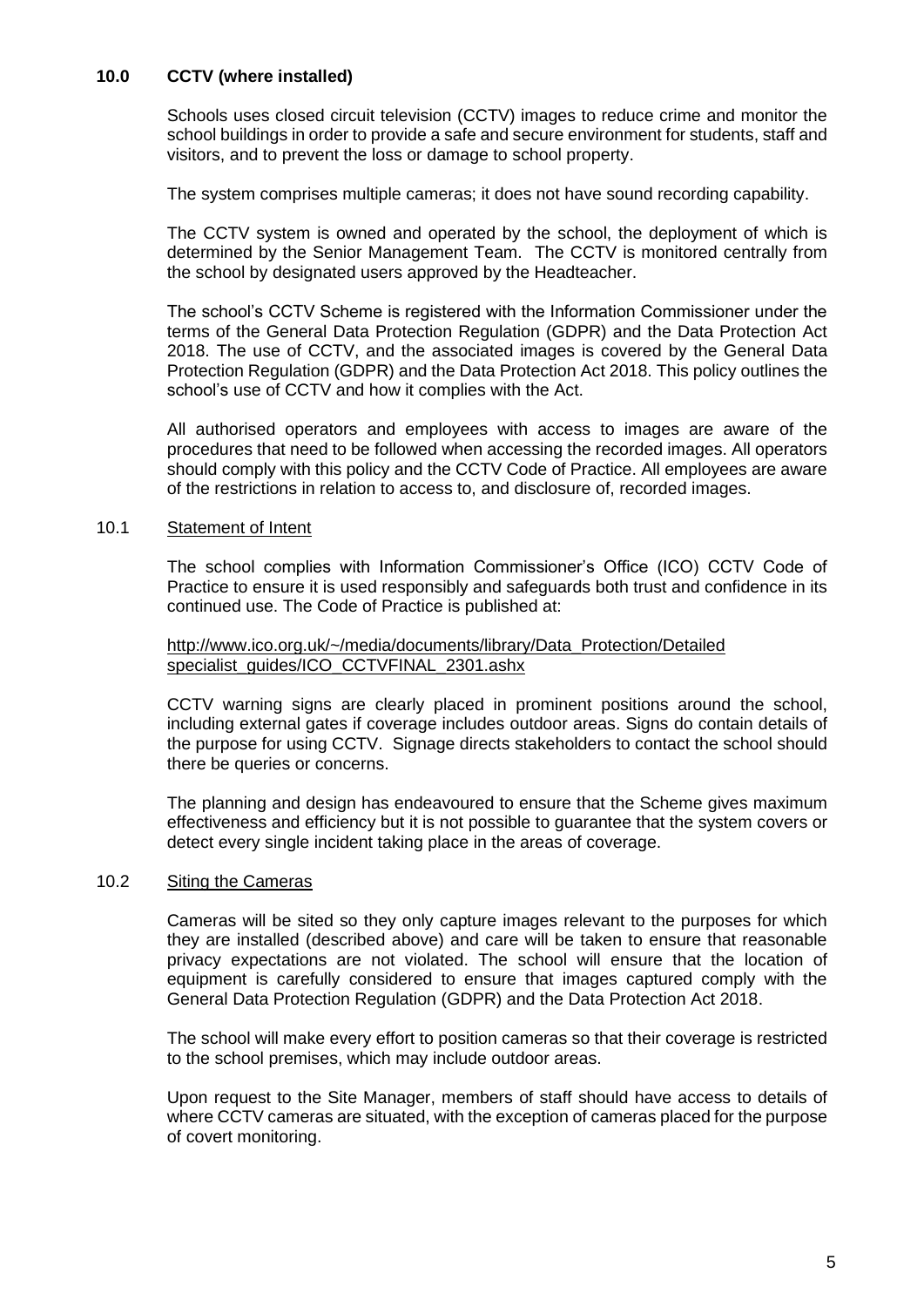## 10.0 CCTV (where installed)

Schools uses closed circuit television (CCTV) images to reduce crime and monitor the school buildings in order to provide a safe and secure environment for students, staff and visitors, and to prevent the loss or damage to school property.

The system comprises multiple cameras; it does not have sound recording capability.

The CCTV system is owned and operated by the school, the deployment of which is determined by the Senior Management Team. The CCTV is monitored centrally from the school by designated users approved by the Headteacher.

The school's CCTV Scheme is registered with the Information Commissioner under the terms of the General Data Protection Regulation (GDPR) and the Data Protection Act 2018. The use of CCTV, and the associated images is covered by the General Data Protection Regulation (GDPR) and the Data Protection Act 2018. This policy outlines the school's use of CCTV and how it complies with the Act.

All authorised operators and employees with access to images are aware of the procedures that need to be followed when accessing the recorded images. All operators should comply with this policy and the CCTV Code of Practice. All employees are aware of the restrictions in relation to access to, and disclosure of, recorded images.

### 10.1 Statement of Intent

The school complies with Information Commissioner's Office (ICO) CCTV Code of Practice to ensure it is used responsibly and safeguards both trust and confidence in its continued use. The Code of Practice is published at:

http://www.ico.org.uk/~/media/documents/library/Data_Protection/Detailed specialist_guides/ICO_CCTVFINAL_2301.ashx

CCTV warning signs are clearly placed in prominent positions around the school, including external gates if coverage includes outdoor areas. Signs do contain details of the purpose for using CCTV. Signage directs stakeholders to contact the school should there be queries or concerns.

The planning and design has endeavoured to ensure that the Scheme gives maximum effectiveness and efficiency but it is not possible to guarantee that the system covers or detect every single incident taking place in the areas of coverage.

### 10.2 Siting the Cameras

Cameras will be sited so they only capture images relevant to the purposes for which they are installed (described above) and care will be taken to ensure that reasonable privacy expectations are not violated. The school will ensure that the location of equipment is carefully considered to ensure that images captured comply with the General Data Protection Regulation (GDPR) and the Data Protection Act 2018.

The school will make every effort to position cameras so that their coverage is restricted to the school premises, which may include outdoor areas.

Upon request to the Site Manager, members of staff should have access to details of where CCTV cameras are situated, with the exception of cameras placed for the purpose of covert monitoring.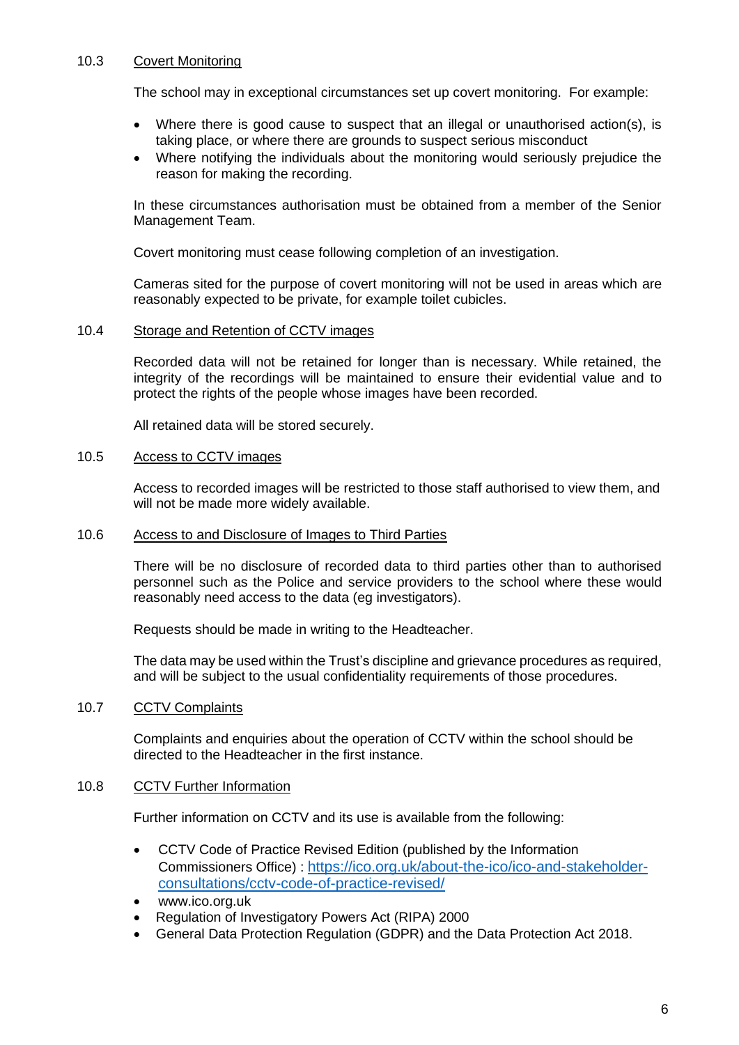### 10.3 Covert Monitoring

The school may in exceptional circumstances set up covert monitoring. For example:

- Where there is good cause to suspect that an illegal or unauthorised action(s), is taking place, or where there are grounds to suspect serious misconduct
- Where notifying the individuals about the monitoring would seriously prejudice the reason for making the recording.

In these circumstances authorisation must be obtained from a member of the Senior Management Team.

Covert monitoring must cease following completion of an investigation.

Cameras sited for the purpose of covert monitoring will not be used in areas which are reasonably expected to be private, for example toilet cubicles.

### 10.4 Storage and Retention of CCTV images

Recorded data will not be retained for longer than is necessary. While retained, the integrity of the recordings will be maintained to ensure their evidential value and to protect the rights of the people whose images have been recorded.

All retained data will be stored securely.

### 10.5 Access to CCTV images

Access to recorded images will be restricted to those staff authorised to view them, and will not be made more widely available.

### 10.6 Access to and Disclosure of Images to Third Parties

There will be no disclosure of recorded data to third parties other than to authorised personnel such as the Police and service providers to the school where these would reasonably need access to the data (eg investigators).

Requests should be made in writing to the Headteacher.

The data may be used within the Trust's discipline and grievance procedures as required, and will be subject to the usual confidentiality requirements of those procedures.

### 10.7 CCTV Complaints

Complaints and enquiries about the operation of CCTV within the school should be directed to the Headteacher in the first instance.

### 10.8 CCTV Further Information

Further information on CCTV and its use is available from the following:

- CCTV Code of Practice Revised Edition (published by the Information Commissioners Office) : [https://ico.org.uk/about-the-ico/ico-and-stakeholder-consultations/cctv-code-of-practice-revised/](https://ico.org.uk/about-the-ico/ico-and-stakeholder-consultations/cctv-code-of-practice-revised/)
- www.ico.org.uk
- Regulation of Investigatory Powers Act (RIPA) 2000
- General Data Protection Regulation (GDPR) and the Data Protection Act 2018.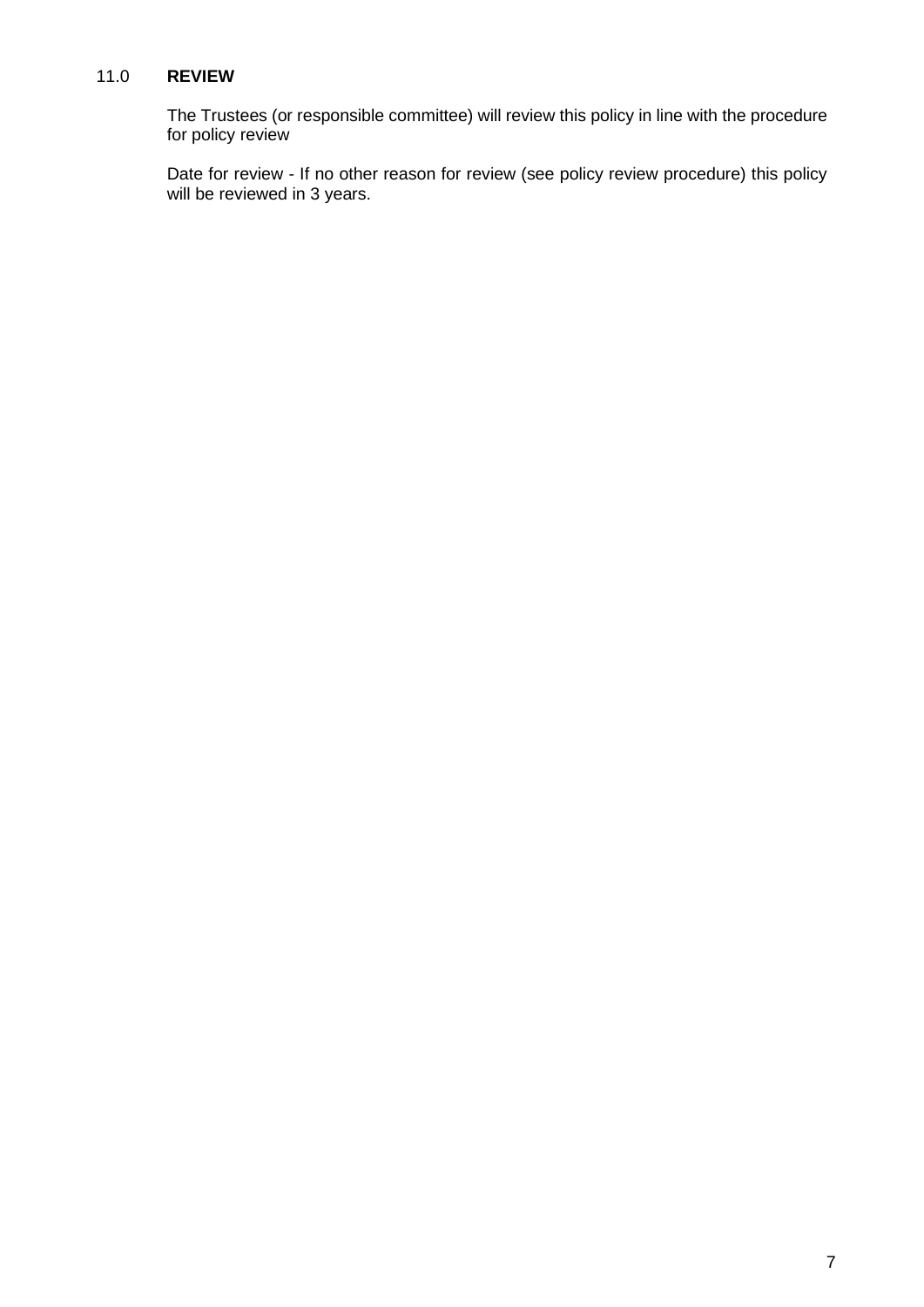## 11.0 **REVIEW**

The Trustees (or responsible committee) will review this policy in line with the procedure for policy review

Date for review - If no other reason for review (see policy review procedure) this policy will be reviewed in 3 years.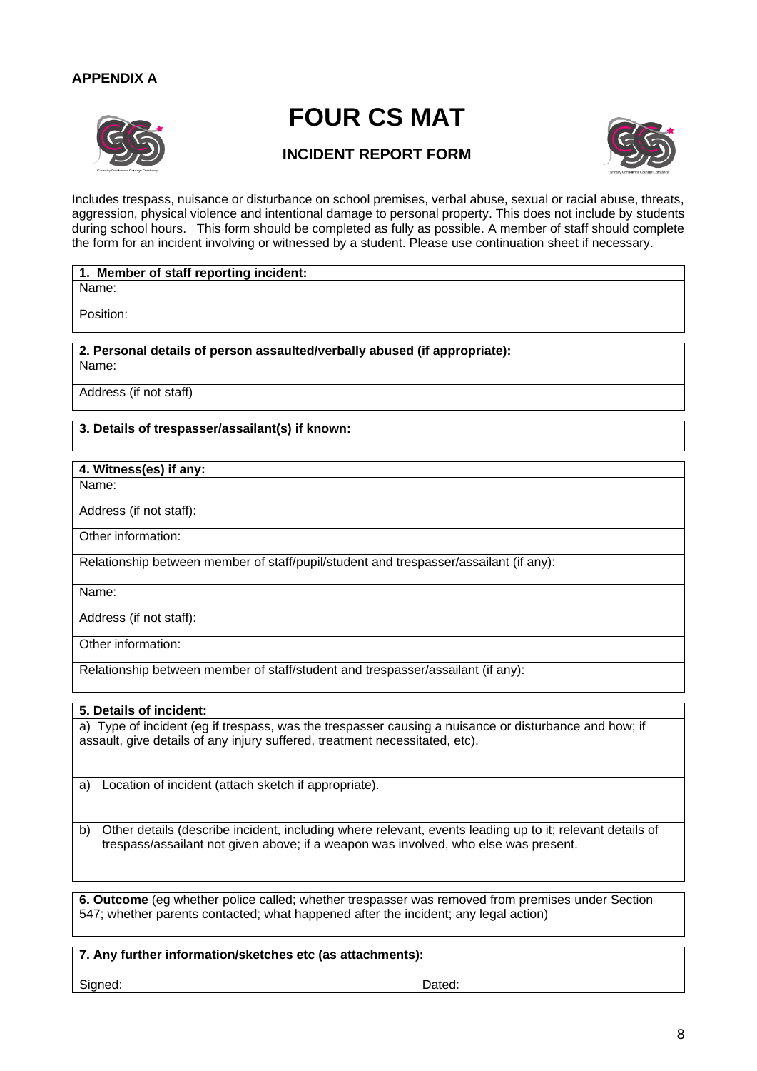**APPENDIX A**

# FOUR CS MAT

## INCIDENT REPORT FORM

Includes trespass, nuisance or disturbance on school premises, verbal abuse, sexual or racial abuse, threats, aggression, physical violence and intentional damage to personal property. This does not include by students during school hours. This form should be completed as fully as possible. A member of staff should complete the form for an incident involving or witnessed by a student. Please use continuation sheet if necessary.

| **1. Member of staff reporting incident:** |
|---|
| Name: |
| Position: |

| **2. Personal details of person assaulted/verbally abused (if appropriate):** |
|---|
| Name: |
| Address (if not staff) |

| **3. Details of trespasser/assailant(s) if known:** |
|---|
| |

| **4. Witness(es) if any:** |
|---|
| Name: |
| Address (if not staff): |
| Other information: |
| Relationship between member of staff/pupil/student and trespasser/assailant (if any): |
| Name: |
| Address (if not staff): |
| Other information: |
| Relationship between member of staff/student and trespasser/assailant (if any): |

| **5. Details of incident:** |
|---|
| a) Type of incident (eg if trespass, was the trespasser causing a nuisance or disturbance and how; if assault, give details of any injury suffered, treatment necessitated, etc). |
| a) Location of incident (attach sketch if appropriate). |
| b) Other details (describe incident, including where relevant, events leading up to it; relevant details of trespass/assailant not given above; if a weapon was involved, who else was present. |

| **6. Outcome** (eg whether police called; whether trespasser was removed from premises under Section 547; whether parents contacted; what happened after the incident; any legal action) |
|---|
| |

| **7. Any further information/sketches etc (as attachments):** | |
|---|---|
| Signed: | Dated: |